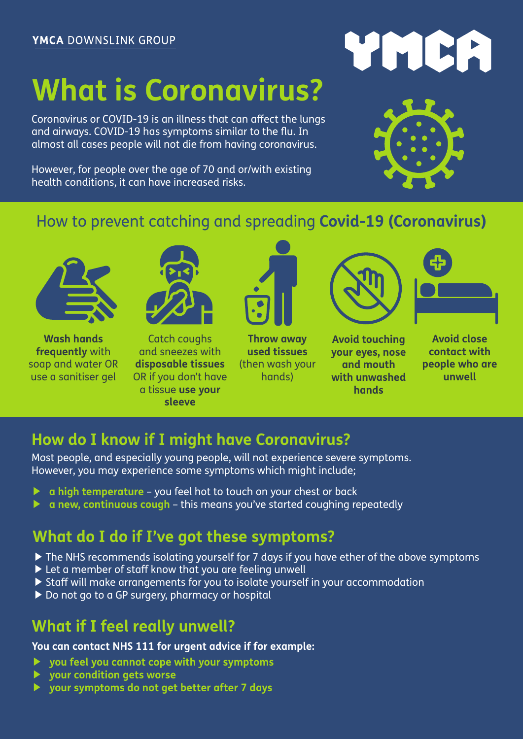**YMCA** DOWNSLINK GROUP

# What is Coronavirus?

Coronavirus or COVID-19 is an illness that can affect the lungs and airways. COVID-19 has symptoms similar to the flu. In almost all cases people will not die from having coronavirus.

However, for people over the age of 70 and or/with existing health conditions, it can have increased risks.

## How to prevent catching and spreading **Covid-19 (Coronavirus)**

- **Wash hands frequently** with soap and water OR use a sanitiser gel
- Catch coughs and sneezes with **disposable tissues** OR if you don't have a tissue **use your sleeve**
- **Throw away used tissues** (then wash your hands)
- **Avoid touching your eyes, nose and mouth with unwashed hands**
- **Avoid close contact with people who are unwell**

## How do I know if I might have Coronavirus?

Most people, and especially young people, will not experience severe symptoms. However, you may experience some symptoms which might include;

- **a high temperature** – you feel hot to touch on your chest or back
- **a new, continuous cough** – this means you've started coughing repeatedly

## What do I do if I've got these symptoms?

- The NHS recommends isolating yourself for 7 days if you have ether of the above symptoms
- Let a member of staff know that you are feeling unwell
- Staff will make arrangements for you to isolate yourself in your accommodation
- Do not go to a GP surgery, pharmacy or hospital

## What if I feel really unwell?

**You can contact NHS 111 for urgent advice if for example:**

- **you feel you cannot cope with your symptoms**
- **your condition gets worse**
- **your symptoms do not get better after 7 days**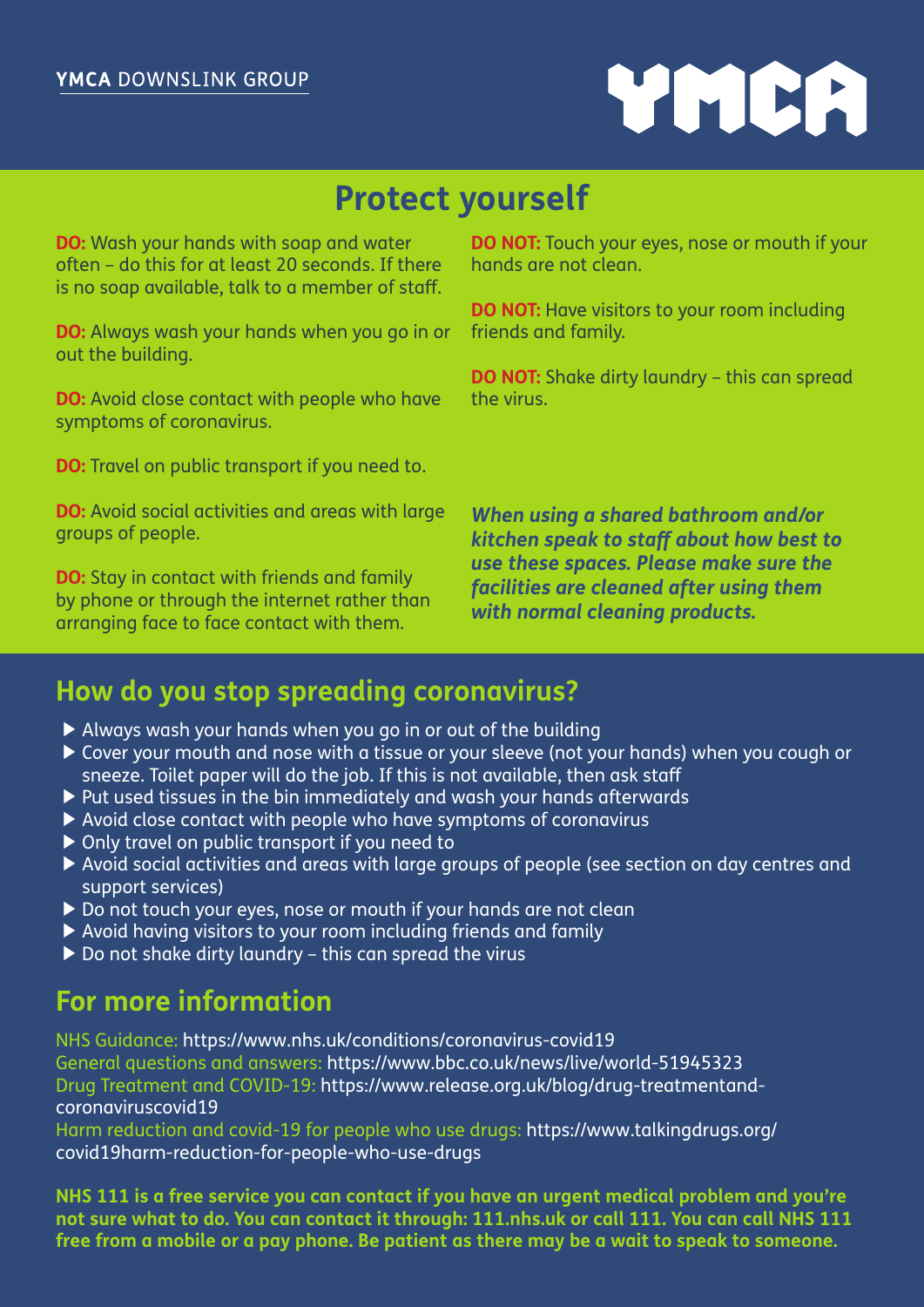**YMCA** DOWNSLINK GROUP

YMCA

# Protect yourself

**DO:** Wash your hands with soap and water often – do this for at least 20 seconds. If there is no soap available, talk to a member of staff.

**DO:** Always wash your hands when you go in or out the building.

**DO:** Avoid close contact with people who have symptoms of coronavirus.

**DO:** Travel on public transport if you need to.

**DO:** Avoid social activities and areas with large groups of people.

**DO:** Stay in contact with friends and family by phone or through the internet rather than arranging face to face contact with them.

**DO NOT:** Touch your eyes, nose or mouth if your hands are not clean.

**DO NOT:** Have visitors to your room including friends and family.

**DO NOT:** Shake dirty laundry – this can spread the virus.

***When using a shared bathroom and/or kitchen speak to staff about how best to use these spaces. Please make sure the facilities are cleaned after using them with normal cleaning products.***

## How do you stop spreading coronavirus?

- Always wash your hands when you go in or out of the building
- Cover your mouth and nose with a tissue or your sleeve (not your hands) when you cough or sneeze. Toilet paper will do the job. If this is not available, then ask staff
- Put used tissues in the bin immediately and wash your hands afterwards
- Avoid close contact with people who have symptoms of coronavirus
- Only travel on public transport if you need to
- Avoid social activities and areas with large groups of people (see section on day centres and support services)
- Do not touch your eyes, nose or mouth if your hands are not clean
- Avoid having visitors to your room including friends and family
- Do not shake dirty laundry – this can spread the virus

## For more information

NHS Guidance: https://www.nhs.uk/conditions/coronavirus-covid19
General questions and answers: https://www.bbc.co.uk/news/live/world-51945323
Drug Treatment and COVID-19: https://www.release.org.uk/blog/drug-treatmentand-coronaviruscovid19
Harm reduction and covid-19 for people who use drugs: https://www.talkingdrugs.org/covid19harm-reduction-for-people-who-use-drugs

**NHS 111 is a free service you can contact if you have an urgent medical problem and you're not sure what to do. You can contact it through: 111.nhs.uk or call 111. You can call NHS 111 free from a mobile or a pay phone. Be patient as there may be a wait to speak to someone.**